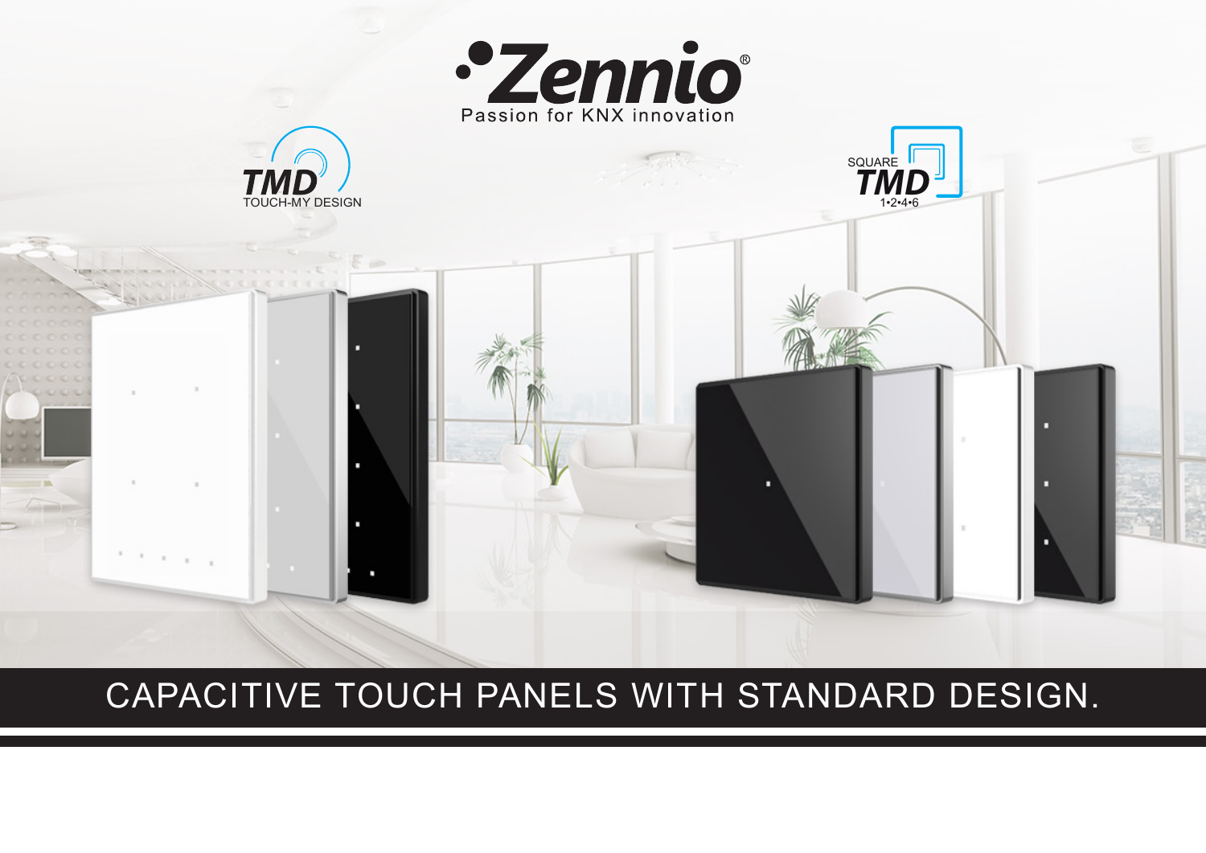# Zennio®

Passion for KNX innovation

TMD
TOUCH-MY DESIGN

SQUARE
TMD
1•2•4•6

## CAPACITIVE TOUCH PANELS WITH STANDARD DESIGN.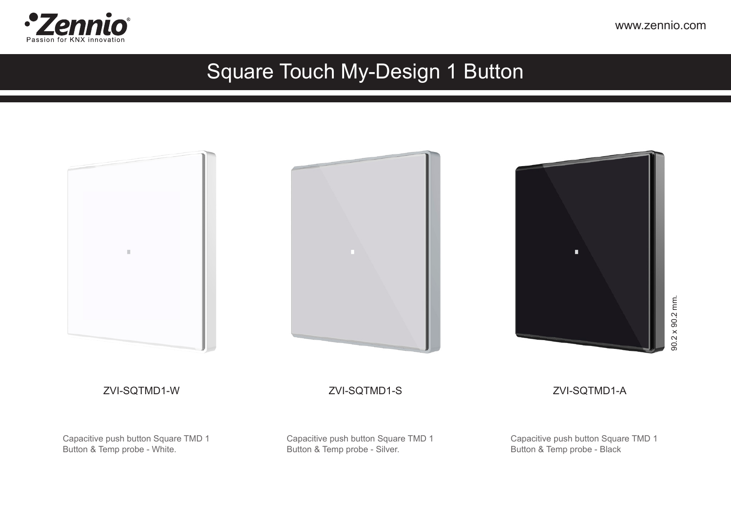# Square Touch My-Design 1 Button

90.2 x 90.2 mm.

ZVI-SQTMD1-W

Capacitive push button Square TMD 1 Button & Temp probe - White.

ZVI-SQTMD1-S

Capacitive push button Square TMD 1 Button & Temp probe - Silver.

ZVI-SQTMD1-A

Capacitive push button Square TMD 1 Button & Temp probe - Black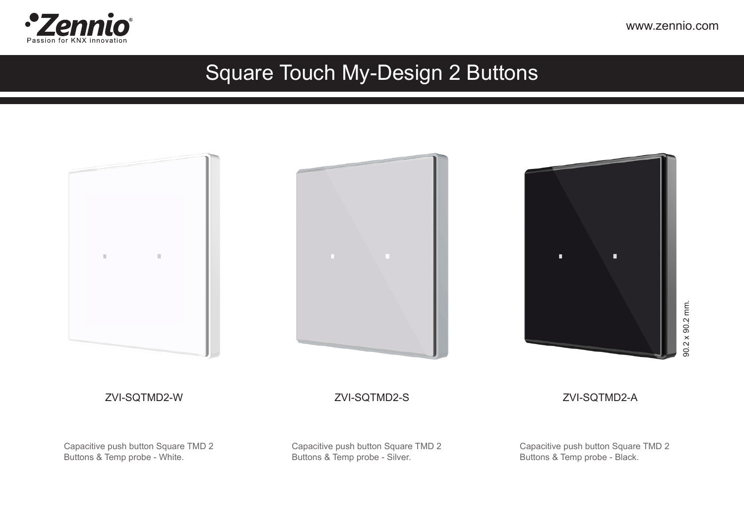# Square Touch My-Design 2 Buttons

90.2 x 90.2 mm.

ZVI-SQTMD2-W

Capacitive push button Square TMD 2 Buttons & Temp probe - White.

ZVI-SQTMD2-S

Capacitive push button Square TMD 2 Buttons & Temp probe - Silver.

ZVI-SQTMD2-A

Capacitive push button Square TMD 2 Buttons & Temp probe - Black.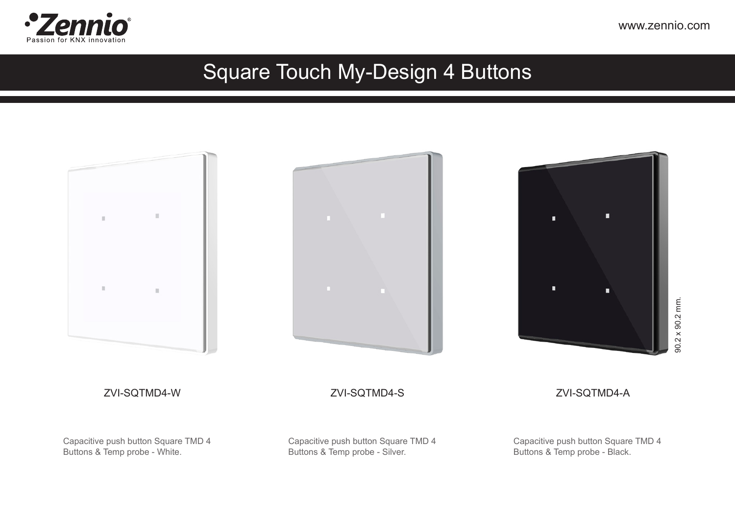# Square Touch My-Design 4 Buttons

90.2 x 90.2 mm.

| ZVI-SQTMD4-W | ZVI-SQTMD4-S | ZVI-SQTMD4-A |
| --- | --- | --- |
| Capacitive push button Square TMD 4 Buttons & Temp probe - White. | Capacitive push button Square TMD 4 Buttons & Temp probe - Silver. | Capacitive push button Square TMD 4 Buttons & Temp probe - Black. |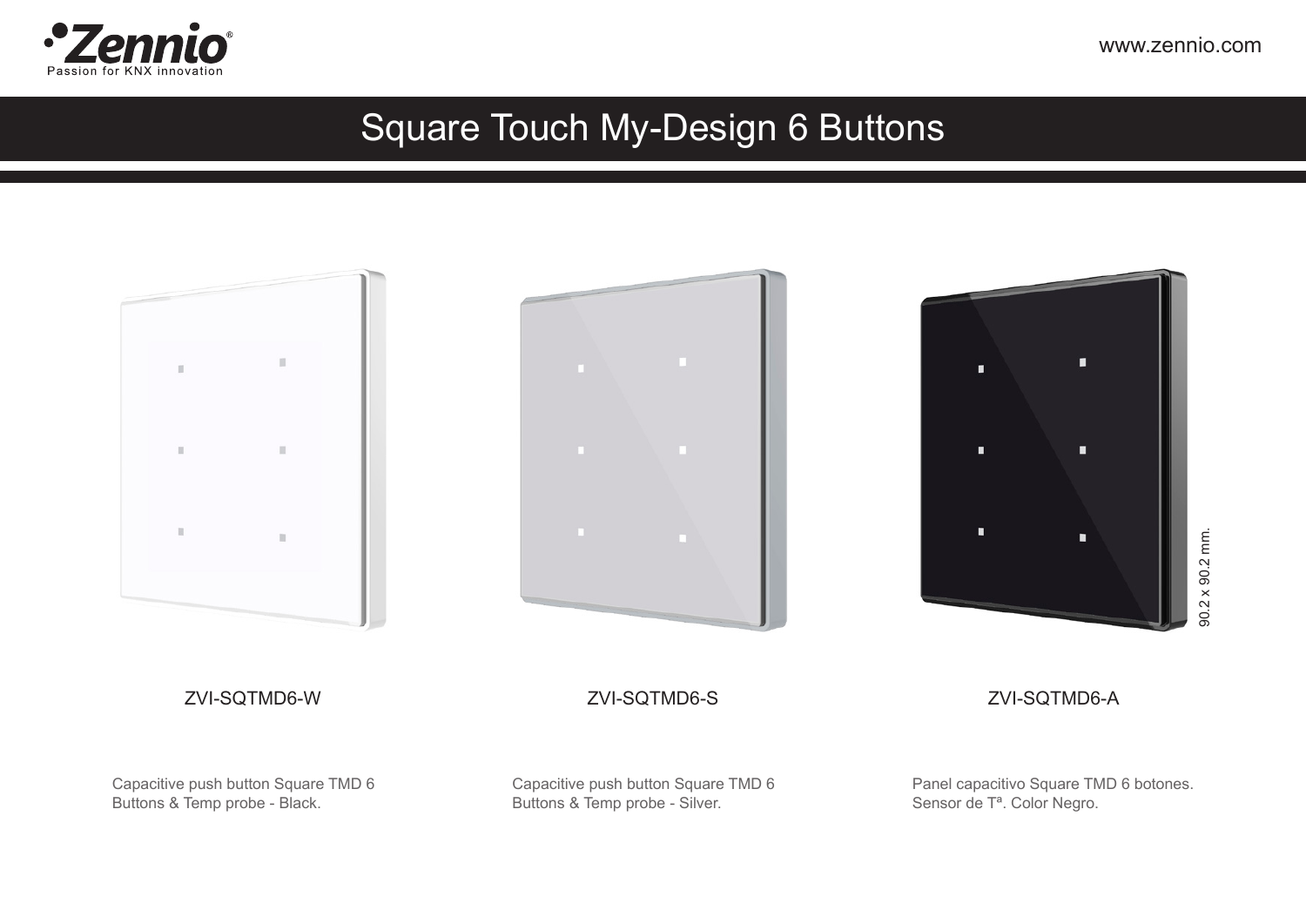# Square Touch My-Design 6 Buttons

90.2 x 90.2 mm.

ZVI-SQTMD6-W

Capacitive push button Square TMD 6 Buttons & Temp probe - Black.

ZVI-SQTMD6-S

Capacitive push button Square TMD 6 Buttons & Temp probe - Silver.

ZVI-SQTMD6-A

Panel capacitivo Square TMD 6 botones. Sensor de Tª. Color Negro.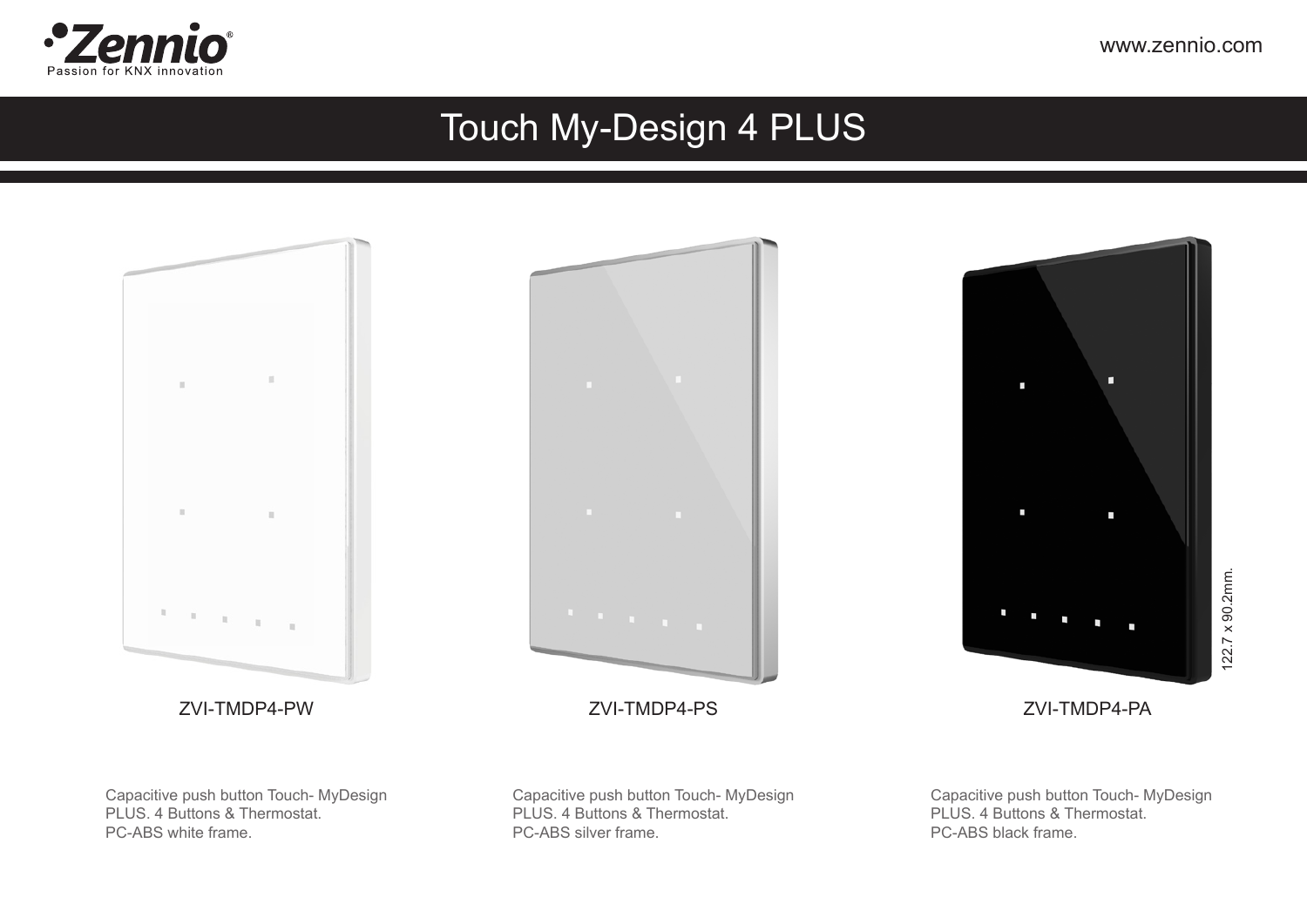# Touch My-Design 4 PLUS

122.7 x 90.2mm.

ZVI-TMDP4-PW

Capacitive push button Touch- MyDesign PLUS. 4 Buttons & Thermostat.
PC-ABS white frame.

ZVI-TMDP4-PS

Capacitive push button Touch- MyDesign PLUS. 4 Buttons & Thermostat.
PC-ABS silver frame.

ZVI-TMDP4-PA

Capacitive push button Touch- MyDesign PLUS. 4 Buttons & Thermostat.
PC-ABS black frame.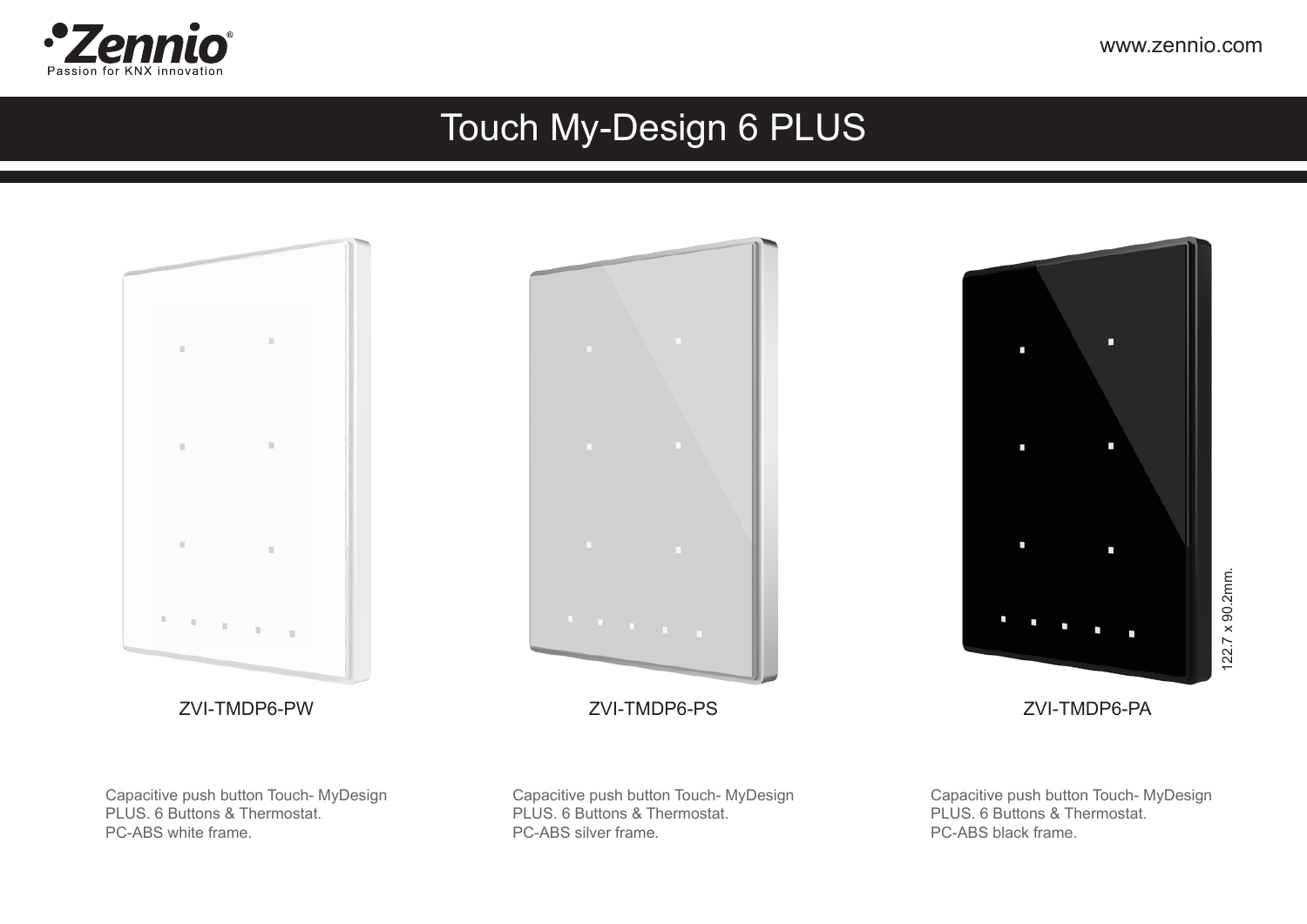# Touch My-Design 6 PLUS

122.7 x 90.2mm.

**ZVI-TMDP6-PW**

Capacitive push button Touch- MyDesign PLUS. 6 Buttons & Thermostat.
PC-ABS white frame.

**ZVI-TMDP6-PS**

Capacitive push button Touch- MyDesign PLUS. 6 Buttons & Thermostat.
PC-ABS silver frame.

**ZVI-TMDP6-PA**

Capacitive push button Touch- MyDesign PLUS. 6 Buttons & Thermostat.
PC-ABS black frame.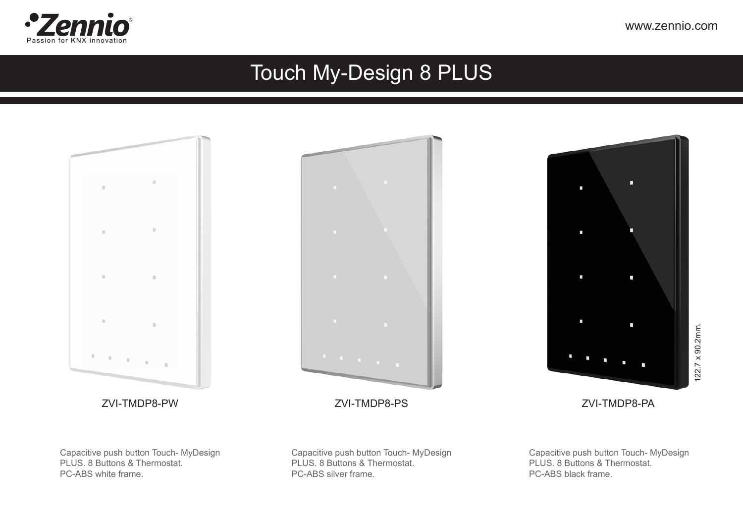Zennio
Passion for KNX innovation

www.zennio.com

# Touch My-Design 8 PLUS

122.7 x 90.2mm.

**ZVI-TMDP8-PW**

Capacitive push button Touch- MyDesign PLUS. 8 Buttons & Thermostat.
PC-ABS white frame.

**ZVI-TMDP8-PS**

Capacitive push button Touch- MyDesign PLUS. 8 Buttons & Thermostat.
PC-ABS silver frame.

**ZVI-TMDP8-PA**

Capacitive push button Touch- MyDesign PLUS. 8 Buttons & Thermostat.
PC-ABS black frame.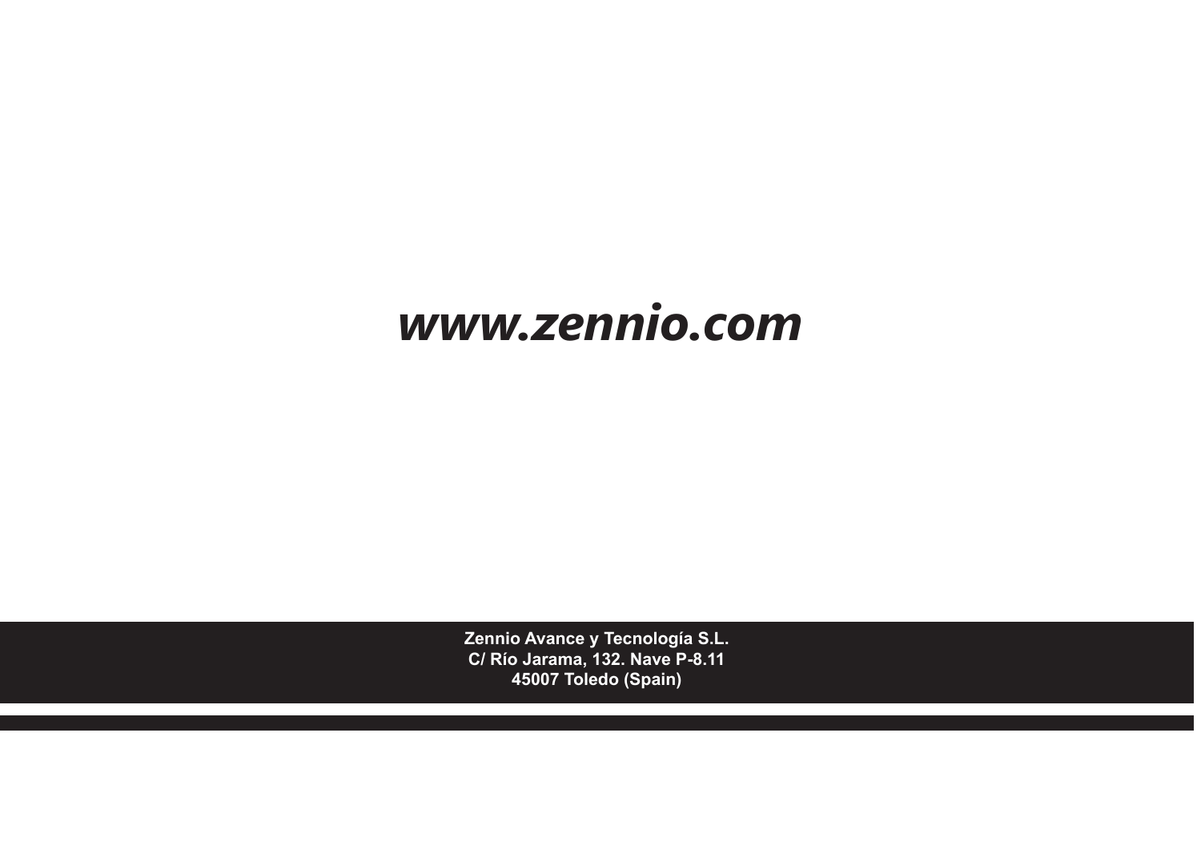***www.zennio.com***

**Zennio Avance y Tecnología S.L.**
**C/ Río Jarama, 132. Nave P-8.11**
**45007 Toledo (Spain)**